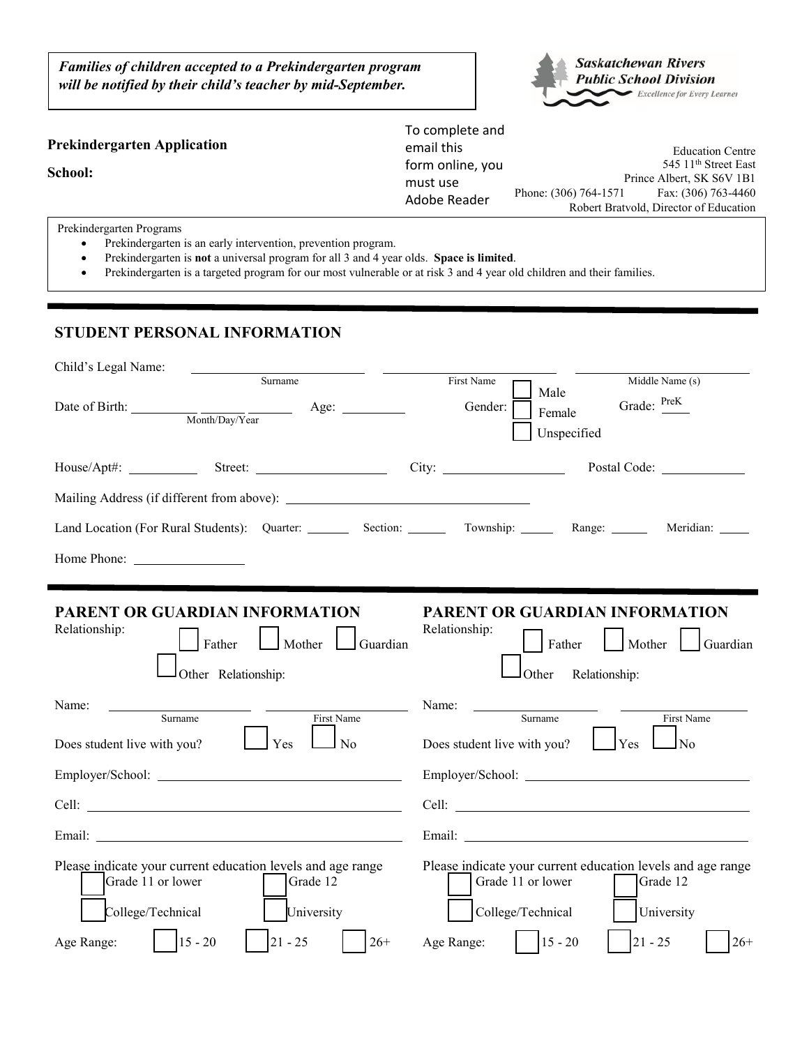***Families of children accepted to a Prekindergarten program will be notified by their child's teacher by mid-September.***

**Saskatchewan Rivers Public School Division**
*Excellence for Every Learner*

**Prekindergarten Application**

**School:**

To complete and email this form online, you must use Adobe Reader

Education Centre
545 11th Street East
Prince Albert, SK S6V 1B1
Phone: (306) 764-1571 Fax: (306) 763-4460
Robert Bratvold, Director of Education

Prekindergarten Programs

- Prekindergarten is an early intervention, prevention program.
- Prekindergarten is **not** a universal program for all 3 and 4 year olds. **Space is limited**.
- Prekindergarten is a targeted program for our most vulnerable or at risk 3 and 4 year old children and their families.

## STUDENT PERSONAL INFORMATION

Child's Legal Name: ____________ (Surname) ____________ (First Name) ____________ (Middle Name (s))

Date of Birth: ______ ______ ______ (Month/Day/Year) Age: ________ Gender: ☐ Male ☐ Female ☐ Unspecified Grade: PreK

House/Apt#: ________ Street: ____________ City: ____________ Postal Code: ________

Mailing Address (if different from above): ____________________

Land Location (For Rural Students): Quarter: ______ Section: ______ Township: ______ Range: ______ Meridian: ______

Home Phone: ____________

## PARENT OR GUARDIAN INFORMATION

Relationship: ☐ Father ☐ Mother ☐ Guardian ☐ Other Relationship:

Name: ____________ (Surname) ____________ (First Name)

Does student live with you? ☐ Yes ☐ No

Employer/School: ____________________

Cell: ____________________

Email: ____________________

Please indicate your current education levels and age range

☐ Grade 11 or lower ☐ Grade 12

☐ College/Technical ☐ University

Age Range: ☐ 15 - 20 ☐ 21 - 25 ☐ 26+

## PARENT OR GUARDIAN INFORMATION

Relationship: ☐ Father ☐ Mother ☐ Guardian ☐ Other Relationship:

Name: ____________ (Surname) ____________ (First Name)

Does student live with you? ☐ Yes ☐ No

Employer/School: ____________________

Cell: ____________________

Email: ____________________

Please indicate your current education levels and age range

☐ Grade 11 or lower ☐ Grade 12

☐ College/Technical ☐ University

Age Range: ☐ 15 - 20 ☐ 21 - 25 ☐ 26+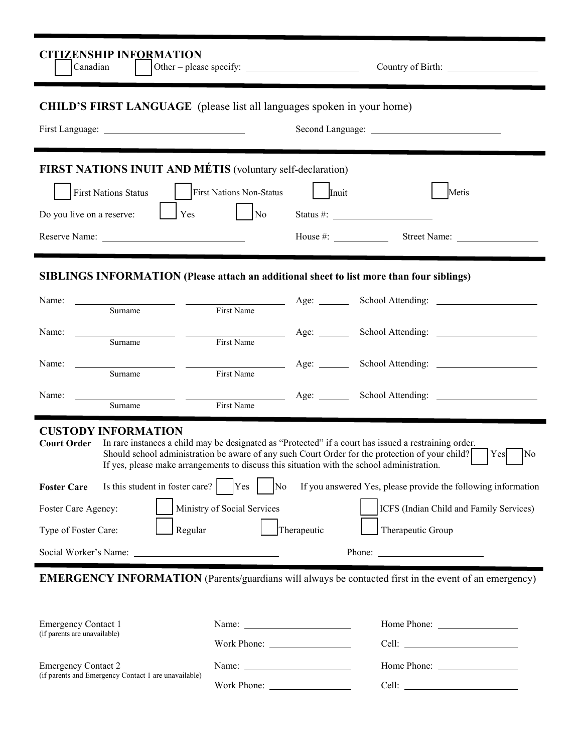## CITIZENSHIP INFORMATION

☐ Canadian ☐ Other – please specify: ______________________ Country of Birth: ____________________

## CHILD'S FIRST LANGUAGE (please list all languages spoken in your home)

First Language: ____________________________ Second Language: ____________________________

## FIRST NATIONS INUIT AND MÉTIS (voluntary self-declaration)

☐ First Nations Status ☐ First Nations Non-Status ☐ Inuit ☐ Metis

Do you live on a reserve: ☐ Yes ☐ No Status #: ____________________

Reserve Name: ____________________________ House #: ____________ Street Name: ________________

## SIBLINGS INFORMATION (Please attach an additional sheet to list more than four siblings)

| | Surname | First Name | Age | School Attending |
|---|---|---|---|---|
| Name: | | | | |
| Name: | | | | |
| Name: | | | | |
| Name: | | | | |

## CUSTODY INFORMATION

**Court Order** In rare instances a child may be designated as "Protected" if a court has issued a restraining order. Should school administration be aware of any such Court Order for the protection of your child? ☐ Yes ☐ No
If yes, please make arrangements to discuss this situation with the school administration.

**Foster Care** Is this student in foster care? ☐ Yes ☐ No If you answered Yes, please provide the following information

Foster Care Agency: ☐ Ministry of Social Services ☐ ICFS (Indian Child and Family Services)

Type of Foster Care: ☐ Regular ☐ Therapeutic ☐ Therapeutic Group

Social Worker's Name: ______________________________ Phone: ______________________

## EMERGENCY INFORMATION (Parents/guardians will always be contacted first in the event of an emergency)

Emergency Contact 1
(if parents are unavailable)

Name: ______________________ Home Phone: ________________

Work Phone: ________________ Cell: ______________________

Emergency Contact 2
(if parents and Emergency Contact 1 are unavailable)

Name: ______________________ Home Phone: ________________

Work Phone: ________________ Cell: ______________________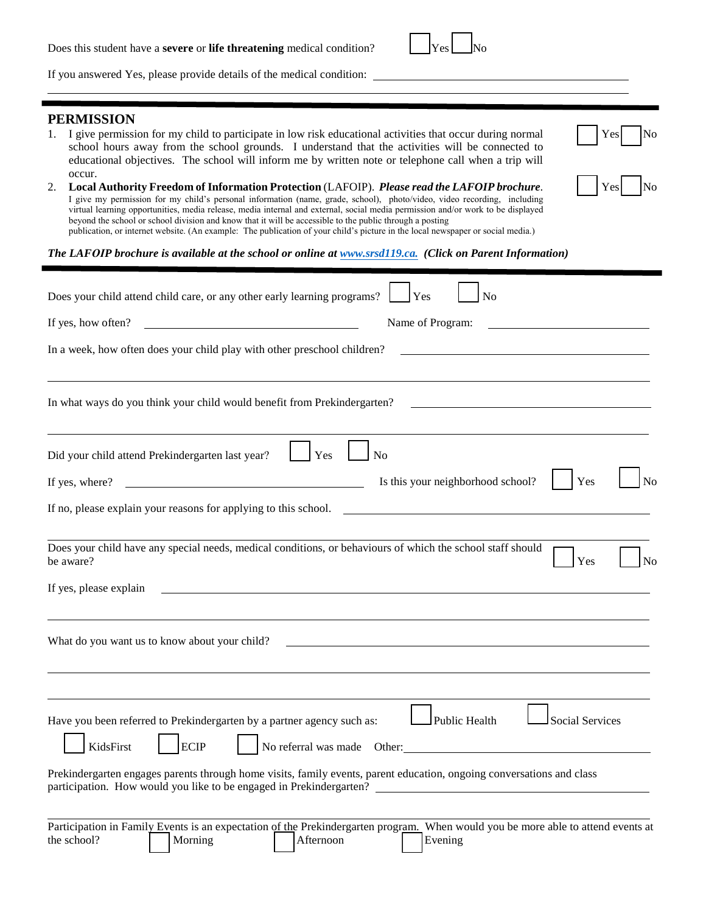Does this student have a **severe** or **life threatening** medical condition? ☐ Yes ☐ No

If you answered Yes, please provide details of the medical condition: \_\_\_\_\_\_\_\_\_\_\_\_\_\_\_\_\_\_\_\_\_\_\_\_\_\_\_\_\_\_\_\_\_\_\_\_

\_\_\_\_\_\_\_\_\_\_\_\_\_\_\_\_\_\_\_\_\_\_\_\_\_\_\_\_\_\_\_\_\_\_\_\_\_\_\_\_\_\_\_\_\_\_\_\_\_\_\_\_\_\_\_\_\_\_\_\_\_\_\_\_\_\_\_\_\_\_

## PERMISSION

1. I give permission for my child to participate in low risk educational activities that occur during normal school hours away from the school grounds. I understand that the activities will be connected to educational objectives. The school will inform me by written note or telephone call when a trip will occur. ☐ Yes ☐ No
2. **Local Authority Freedom of Information Protection** (LAFOIP). ***Please read the LAFOIP brochure***. I give my permission for my child's personal information (name, grade, school), photo/video, video recording, including virtual learning opportunities, media release, media internal and external, social media permission and/or work to be displayed beyond the school or school division and know that it will be accessible to the public through a posting publication, or internet website. (An example: The publication of your child's picture in the local newspaper or social media.) ☐ Yes ☐ No

***The LAFOIP brochure is available at the school or online at [www.srsd119.ca](www.srsd119.ca). (Click on Parent Information)***

---

Does your child attend child care, or any other early learning programs? ☐ Yes ☐ No

If yes, how often? \_\_\_\_\_\_\_\_\_\_\_\_\_\_\_\_\_\_\_\_ Name of Program: \_\_\_\_\_\_\_\_\_\_\_\_\_\_\_\_\_\_\_\_

In a week, how often does your child play with other preschool children? \_\_\_\_\_\_\_\_\_\_\_\_\_\_\_\_\_\_\_\_

\_\_\_\_\_\_\_\_\_\_\_\_\_\_\_\_\_\_\_\_\_\_\_\_\_\_\_\_\_\_\_\_\_\_\_\_\_\_\_\_\_\_\_\_\_\_\_\_\_\_\_\_\_\_\_\_\_\_\_\_\_\_\_\_\_\_\_\_\_\_

In what ways do you think your child would benefit from Prekindergarten? \_\_\_\_\_\_\_\_\_\_\_\_\_\_\_\_\_\_\_\_

\_\_\_\_\_\_\_\_\_\_\_\_\_\_\_\_\_\_\_\_\_\_\_\_\_\_\_\_\_\_\_\_\_\_\_\_\_\_\_\_\_\_\_\_\_\_\_\_\_\_\_\_\_\_\_\_\_\_\_\_\_\_\_\_\_\_\_\_\_\_

Did your child attend Prekindergarten last year? ☐ Yes ☐ No

If yes, where? \_\_\_\_\_\_\_\_\_\_\_\_\_\_\_\_\_\_\_\_ Is this your neighborhood school? ☐ Yes ☐ No

If no, please explain your reasons for applying to this school. \_\_\_\_\_\_\_\_\_\_\_\_\_\_\_\_\_\_\_\_

\_\_\_\_\_\_\_\_\_\_\_\_\_\_\_\_\_\_\_\_\_\_\_\_\_\_\_\_\_\_\_\_\_\_\_\_\_\_\_\_\_\_\_\_\_\_\_\_\_\_\_\_\_\_\_\_\_\_\_\_\_\_\_\_\_\_\_\_\_\_

Does your child have any special needs, medical conditions, or behaviours of which the school staff should be aware? ☐ Yes ☐ No

If yes, please explain \_\_\_\_\_\_\_\_\_\_\_\_\_\_\_\_\_\_\_\_\_\_\_\_\_\_\_\_\_\_\_\_\_\_\_\_\_\_\_\_\_\_\_\_\_\_\_\_\_\_\_\_\_\_

\_\_\_\_\_\_\_\_\_\_\_\_\_\_\_\_\_\_\_\_\_\_\_\_\_\_\_\_\_\_\_\_\_\_\_\_\_\_\_\_\_\_\_\_\_\_\_\_\_\_\_\_\_\_\_\_\_\_\_\_\_\_\_\_\_\_\_\_\_\_

What do you want us to know about your child? \_\_\_\_\_\_\_\_\_\_\_\_\_\_\_\_\_\_\_\_\_\_\_\_\_\_\_\_\_\_\_\_\_\_\_\_

\_\_\_\_\_\_\_\_\_\_\_\_\_\_\_\_\_\_\_\_\_\_\_\_\_\_\_\_\_\_\_\_\_\_\_\_\_\_\_\_\_\_\_\_\_\_\_\_\_\_\_\_\_\_\_\_\_\_\_\_\_\_\_\_\_\_\_\_\_\_

\_\_\_\_\_\_\_\_\_\_\_\_\_\_\_\_\_\_\_\_\_\_\_\_\_\_\_\_\_\_\_\_\_\_\_\_\_\_\_\_\_\_\_\_\_\_\_\_\_\_\_\_\_\_\_\_\_\_\_\_\_\_\_\_\_\_\_\_\_\_

Have you been referred to Prekindergarten by a partner agency such as: ☐ Public Health ☐ Social Services

☐ KidsFirst ☐ ECIP ☐ No referral was made Other: \_\_\_\_\_\_\_\_\_\_\_\_\_\_\_\_\_\_\_\_

Prekindergarten engages parents through home visits, family events, parent education, ongoing conversations and class participation. How would you like to be engaged in Prekindergarten? \_\_\_\_\_\_\_\_\_\_\_\_\_\_\_\_\_\_\_\_

\_\_\_\_\_\_\_\_\_\_\_\_\_\_\_\_\_\_\_\_\_\_\_\_\_\_\_\_\_\_\_\_\_\_\_\_\_\_\_\_\_\_\_\_\_\_\_\_\_\_\_\_\_\_\_\_\_\_\_\_\_\_\_\_\_\_\_\_\_\_

Participation in Family Events is an expectation of the Prekindergarten program. When would you be more able to attend events at the school? ☐ Morning ☐ Afternoon ☐ Evening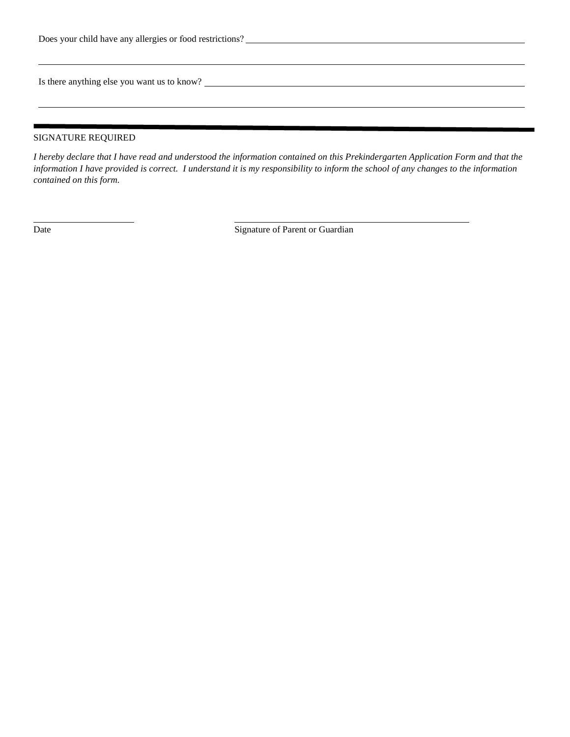Does your child have any allergies or food restrictions? ______________________________________________

______________________________________________________________________________

Is there anything else you want us to know? ______________________________________________

______________________________________________________________________________

---

SIGNATURE REQUIRED

*I hereby declare that I have read and understood the information contained on this Prekindergarten Application Form and that the information I have provided is correct. I understand it is my responsibility to inform the school of any changes to the information contained on this form.*

______________________ ______________________________________

Date Signature of Parent or Guardian